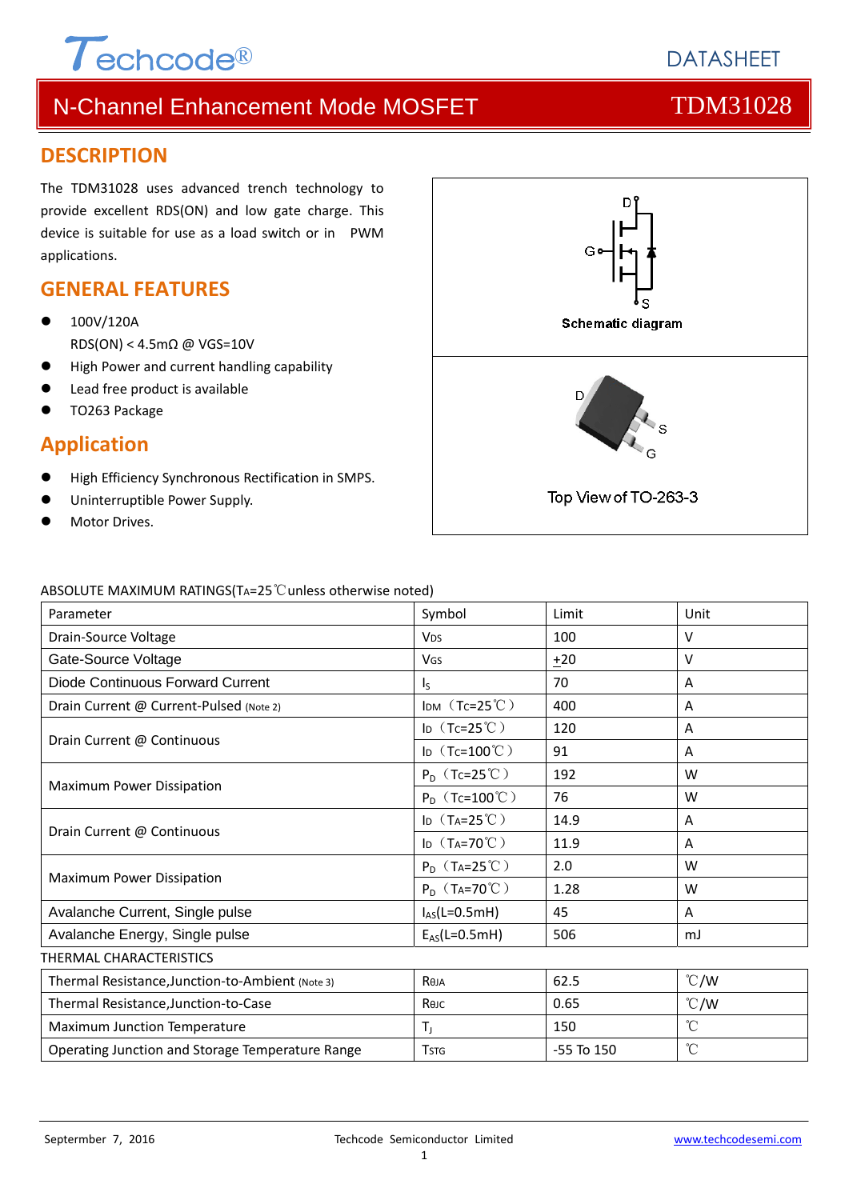# N-Channel Enhancement Mode MOSFET — TDM31028

## DESCRIPTION

The TDM31028 uses advanced trench technology to provide excellent RDS(ON) and low gate charge. This device is suitable for use as a load switch or in PWM applications.

## GENERAL FEATURES

- 100V/120A
  RDS(ON) < 4.5mΩ @ VGS=10V
- High Power and current handling capability
- Lead free product is available
- TO263 Package

## Application

- High Efficiency Synchronous Rectification in SMPS.
- Uninterruptible Power Supply.
- Motor Drives.

Schematic diagram

Top View of TO-263-3

ABSOLUTE MAXIMUM RATINGS($T_A$=25℃unless otherwise noted)

| Parameter | Symbol | Limit | Unit |
|---|---|---|---|
| Drain-Source Voltage | $V_{DS}$ | 100 | V |
| Gate-Source Voltage | $V_{GS}$ | $\pm$20 | V |
| Diode Continuous Forward Current | $I_S$ | 70 | A |
| Drain Current @ Current-Pulsed (Note 2) | $I_{DM}$ ($T_C$=25℃) | 400 | A |
| Drain Current @ Continuous | $I_D$ ($T_C$=25℃) | 120 | A |
| | $I_D$ ($T_C$=100℃) | 91 | A |
| Maximum Power Dissipation | $P_D$ ($T_C$=25℃) | 192 | W |
| | $P_D$ ($T_C$=100℃) | 76 | W |
| Drain Current @ Continuous | $I_D$ ($T_A$=25℃) | 14.9 | A |
| | $I_D$ ($T_A$=70℃) | 11.9 | A |
| Maximum Power Dissipation | $P_D$ ($T_A$=25℃) | 2.0 | W |
| | $P_D$ ($T_A$=70℃) | 1.28 | W |
| Avalanche Current, Single pulse | $I_{AS}$(L=0.5mH) | 45 | A |
| Avalanche Energy, Single pulse | $E_{AS}$(L=0.5mH) | 506 | mJ |

THERMAL CHARACTERISTICS

| Parameter | Symbol | Limit | Unit |
|---|---|---|---|
| Thermal Resistance,Junction-to-Ambient (Note 3) | $R_{\theta JA}$ | 62.5 | ℃/W |
| Thermal Resistance,Junction-to-Case | $R_{\theta JC}$ | 0.65 | ℃/W |
| Maximum Junction Temperature | $T_J$ | 150 | ℃ |
| Operating Junction and Storage Temperature Range | $T_{STG}$ | -55 To 150 | ℃ |

Septermber 7, 2016 — Techcode Semiconductor Limited — www.techcodesemi.com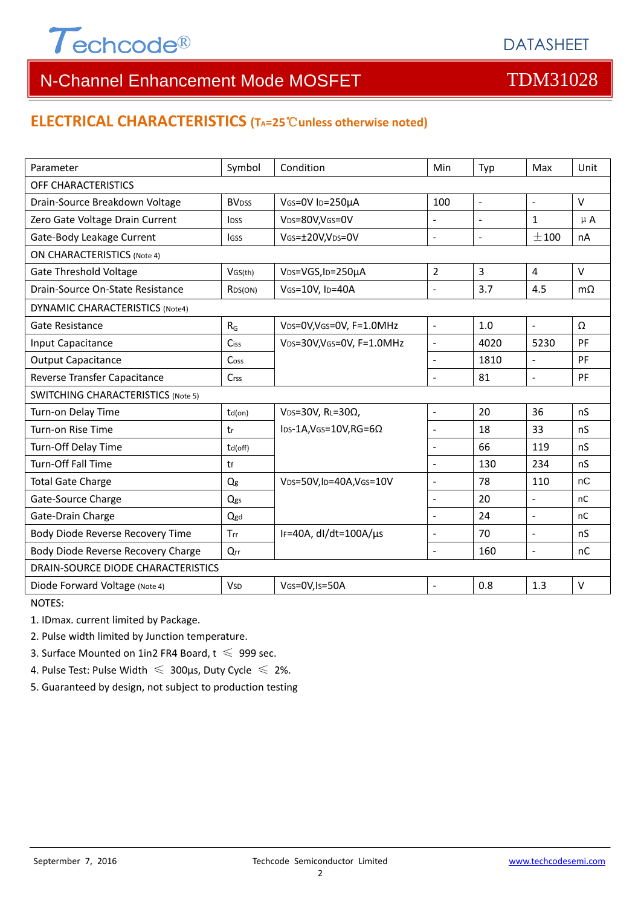## ELECTRICAL CHARACTERISTICS ($T_A$=25℃unless otherwise noted)

| Parameter | Symbol | Condition | Min | Typ | Max | Unit |
|---|---|---|---|---|---|---|
| OFF CHARACTERISTICS | | | | | | |
| Drain-Source Breakdown Voltage | $BV_{DSS}$ | $V_{GS}$=0V $I_D$=250µA | 100 | - | - | V |
| Zero Gate Voltage Drain Current | $I_{DSS}$ | $V_{DS}$=80V,$V_{GS}$=0V | - | - | 1 | µA |
| Gate-Body Leakage Current | $I_{GSS}$ | $V_{GS}$=±20V,$V_{DS}$=0V | - | - | ±100 | nA |
| ON CHARACTERISTICS (Note 4) | | | | | | |
| Gate Threshold Voltage | $V_{GS(th)}$ | $V_{DS}$=VGS,$I_D$=250µA | 2 | 3 | 4 | V |
| Drain-Source On-State Resistance | $R_{DS(ON)}$ | $V_{GS}$=10V, $I_D$=40A | - | 3.7 | 4.5 | mΩ |
| DYNAMIC CHARACTERISTICS (Note4) | | | | | | |
| Gate Resistance | $R_G$ | $V_{DS}$=0V,$V_{GS}$=0V, F=1.0MHz | - | 1.0 | - | Ω |
| Input Capacitance | $C_{iss}$ | $V_{DS}$=30V,$V_{GS}$=0V, F=1.0MHz | - | 4020 | 5230 | PF |
| Output Capacitance | $C_{oss}$ | | - | 1810 | - | PF |
| Reverse Transfer Capacitance | $C_{rss}$ | | - | 81 | - | PF |
| SWITCHING CHARACTERISTICS (Note 5) | | | | | | |
| Turn-on Delay Time | $t_{d(on)}$ | $V_{DS}$=30V, $R_L$=30Ω, $I_{DS}$-1A,$V_{GS}$=10V,RG=6Ω | - | 20 | 36 | nS |
| Turn-on Rise Time | $t_r$ | | - | 18 | 33 | nS |
| Turn-Off Delay Time | $t_{d(off)}$ | | - | 66 | 119 | nS |
| Turn-Off Fall Time | $t_f$ | | - | 130 | 234 | nS |
| Total Gate Charge | $Q_g$ | $V_{DS}$=50V,$I_D$=40A,$V_{GS}$=10V | - | 78 | 110 | nC |
| Gate-Source Charge | $Q_{gs}$ | | - | 20 | - | nC |
| Gate-Drain Charge | $Q_{gd}$ | | - | 24 | - | nC |
| Body Diode Reverse Recovery Time | $T_{rr}$ | $I_F$=40A, dI/dt=100A/µs | - | 70 | - | nS |
| Body Diode Reverse Recovery Charge | $Q_{rr}$ | | - | 160 | - | nC |
| DRAIN-SOURCE DIODE CHARACTERISTICS | | | | | | |
| Diode Forward Voltage (Note 4) | $V_{SD}$ | $V_{GS}$=0V,$I_S$=50A | - | 0.8 | 1.3 | V |

NOTES:

1. IDmax. current limited by Package.
2. Pulse width limited by Junction temperature.
3. Surface Mounted on 1in2 FR4 Board, t ≤ 999 sec.
4. Pulse Test: Pulse Width ≤ 300µs, Duty Cycle ≤ 2%.
5. Guaranteed by design, not subject to production testing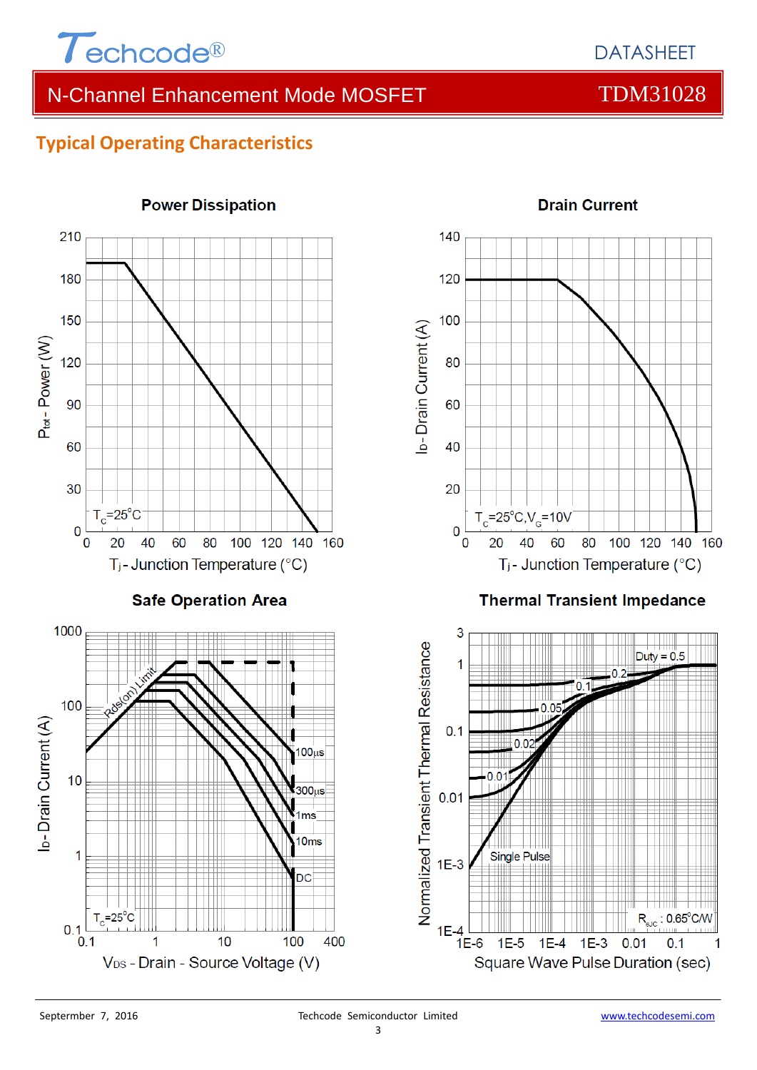## Typical Operating Characteristics

### Power Dissipation

$T_C$=25°C

$P_{tot}$ - Power (W) vs. $T_j$ - Junction Temperature (°C)

### Drain Current

$T_C$=25°C, $V_G$=10V

$I_D$ - Drain Current (A) vs. $T_j$ - Junction Temperature (°C)

### Safe Operation Area

Rds(on) Limit, 100µs, 300µs, 1ms, 10ms, DC

$T_C$=25°C

$I_D$ - Drain Current (A) vs. $V_{DS}$ - Drain - Source Voltage (V)

### Thermal Transient Impedance

Duty = 0.5, 0.2, 0.1, 0.05, 0.02, 0.01, Single Pulse

$R_{\theta JC}$ : 0.65°C/W

Normalized Transient Thermal Resistance vs. Square Wave Pulse Duration (sec)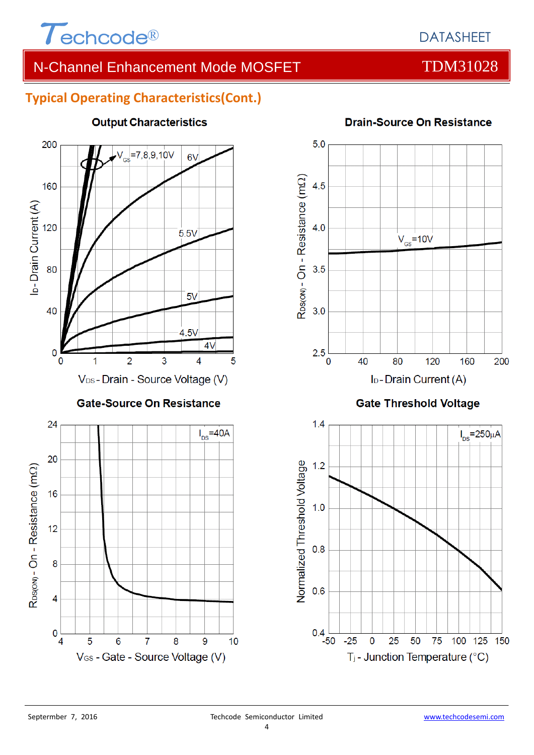## Typical Operating Characteristics(Cont.)

### Output Characteristics

$V_{GS}$=7,8,9,10V

6V

5.5V

5V

4.5V

4V

$I_D$ - Drain Current (A)

$V_{DS}$ - Drain - Source Voltage (V)

### Drain-Source On Resistance

$V_{GS}$=10V

$R_{DS(ON)}$ - On - Resistance (mΩ)

$I_D$ - Drain Current (A)

### Gate-Source On Resistance

$I_{DS}$=40A

$R_{DS(ON)}$ - On - Resistance (mΩ)

$V_{GS}$ - Gate - Source Voltage (V)

### Gate Threshold Voltage

$I_{DS}$=250μA

Normalized Threshold Voltage

$T_j$ - Junction Temperature (°C)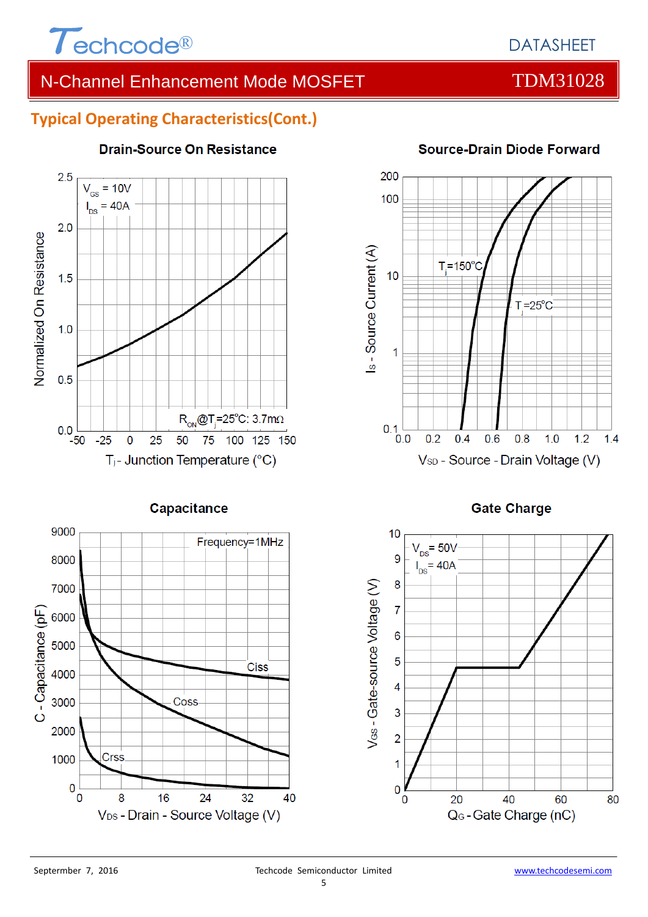## Typical Operating Characteristics(Cont.)

### Drain-Source On Resistance

$V_{GS}$ = 10V
$I_{DS}$ = 40A

$R_{ON}$@$T_j$=25°C: 3.7mΩ

Normalized On Resistance

$T_j$ - Junction Temperature (°C)

### Source-Drain Diode Forward

$T_j$=150°C

$T_j$=25°C

$I_S$ - Source Current (A)

$V_{SD}$ - Source - Drain Voltage (V)

### Capacitance

Frequency=1MHz

Ciss

Coss

Crss

C - Capacitance (pF)

$V_{DS}$ - Drain - Source Voltage (V)

### Gate Charge

$V_{DS}$= 50V
$I_{DS}$= 40A

$V_{GS}$ - Gate-source Voltage (V)

$Q_G$ - Gate Charge (nC)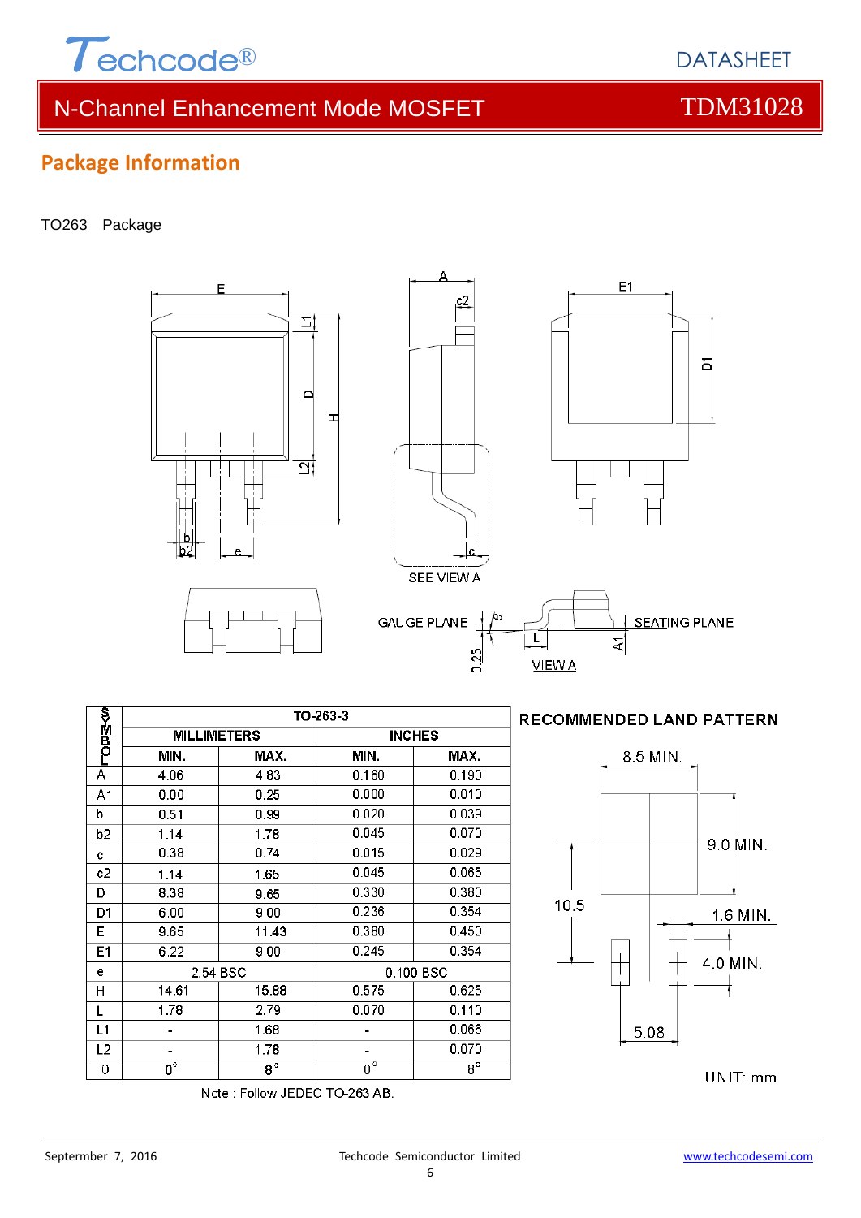## Package Information

TO263 Package

| SYMBOL | TO-263-3 | | | |
|---|---|---|---|---|
| | MILLIMETERS | | INCHES | |
| | MIN. | MAX. | MIN. | MAX. |
| A | 4.06 | 4.83 | 0.160 | 0.190 |
| A1 | 0.00 | 0.25 | 0.000 | 0.010 |
| b | 0.51 | 0.99 | 0.020 | 0.039 |
| b2 | 1.14 | 1.78 | 0.045 | 0.070 |
| c | 0.38 | 0.74 | 0.015 | 0.029 |
| c2 | 1.14 | 1.65 | 0.045 | 0.065 |
| D | 8.38 | 9.65 | 0.330 | 0.380 |
| D1 | 6.00 | 9.00 | 0.236 | 0.354 |
| E | 9.65 | 11.43 | 0.380 | 0.450 |
| E1 | 6.22 | 9.00 | 0.245 | 0.354 |
| e | 2.54 BSC | | 0.100 BSC | |
| H | 14.61 | 15.88 | 0.575 | 0.625 |
| L | 1.78 | 2.79 | 0.070 | 0.110 |
| L1 | - | 1.68 | - | 0.066 |
| L2 | - | 1.78 | - | 0.070 |
| θ | 0° | 8° | 0° | 8° |

Note : Follow JEDEC TO-263 AB.

RECOMMENDED LAND PATTERN

8.5 MIN.
9.0 MIN.
10.5
1.6 MIN.
4.0 MIN.
5.08

UNIT: mm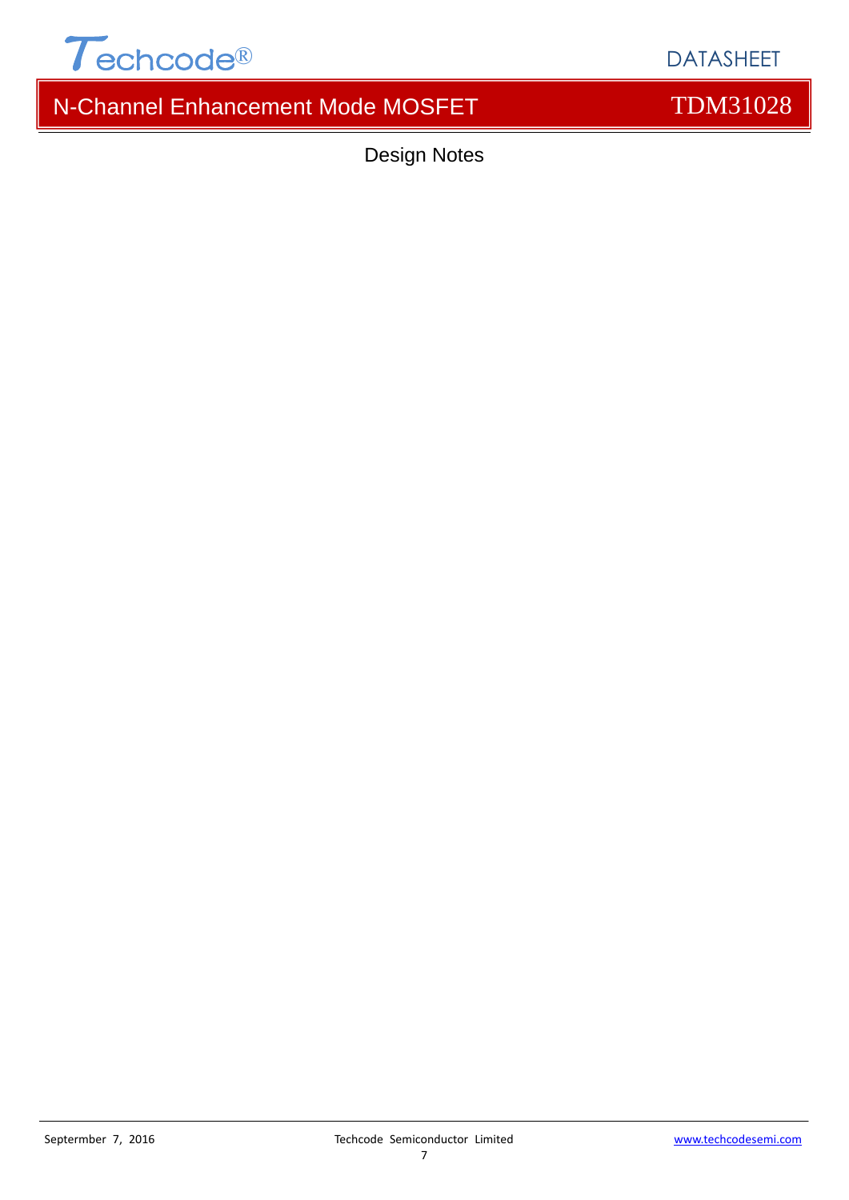Design Notes